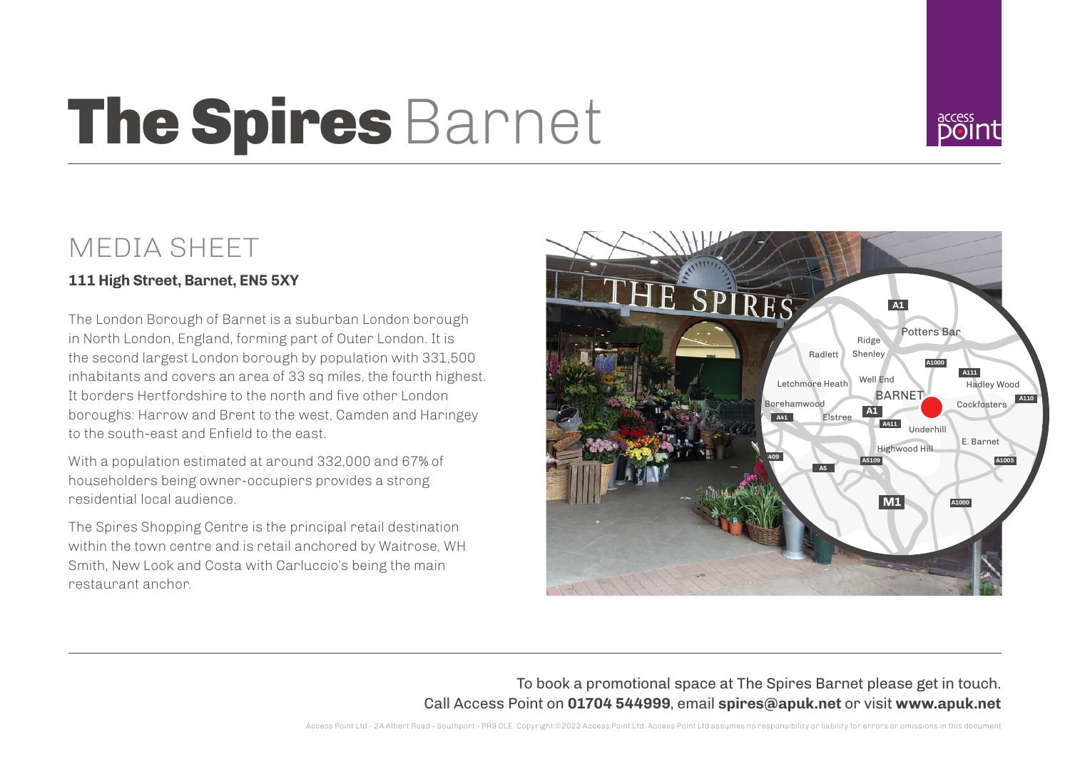# The Spires Barnet

## MEDIA SHEET

**111 High Street, Barnet, EN5 5XY**

The London Borough of Barnet is a suburban London borough in North London, England, forming part of Outer London. It is the second largest London borough by population with 331,500 inhabitants and covers an area of 33 sq miles, the fourth highest. It borders Hertfordshire to the north and five other London boroughs: Harrow and Brent to the west, Camden and Haringey to the south-east and Enfield to the east.

With a population estimated at around 332,000 and 67% of householders being owner-occupiers provides a strong residential local audience.

The Spires Shopping Centre is the principal retail destination within the town centre and is retail anchored by Waitrose, WH Smith, New Look and Costa with Carluccio's being the main restaurant anchor.

To book a promotional space at The Spires Barnet please get in touch.
Call Access Point on **01704 544999**, email **spires@apuk.net** or visit **www.apuk.net**

Access Point Ltd - 2A Albert Road - Southport - PR9 0LE. Copyright ©2022 Access Point Ltd. Access Point Ltd assumes no responsibility or liability for errors or omissions in this document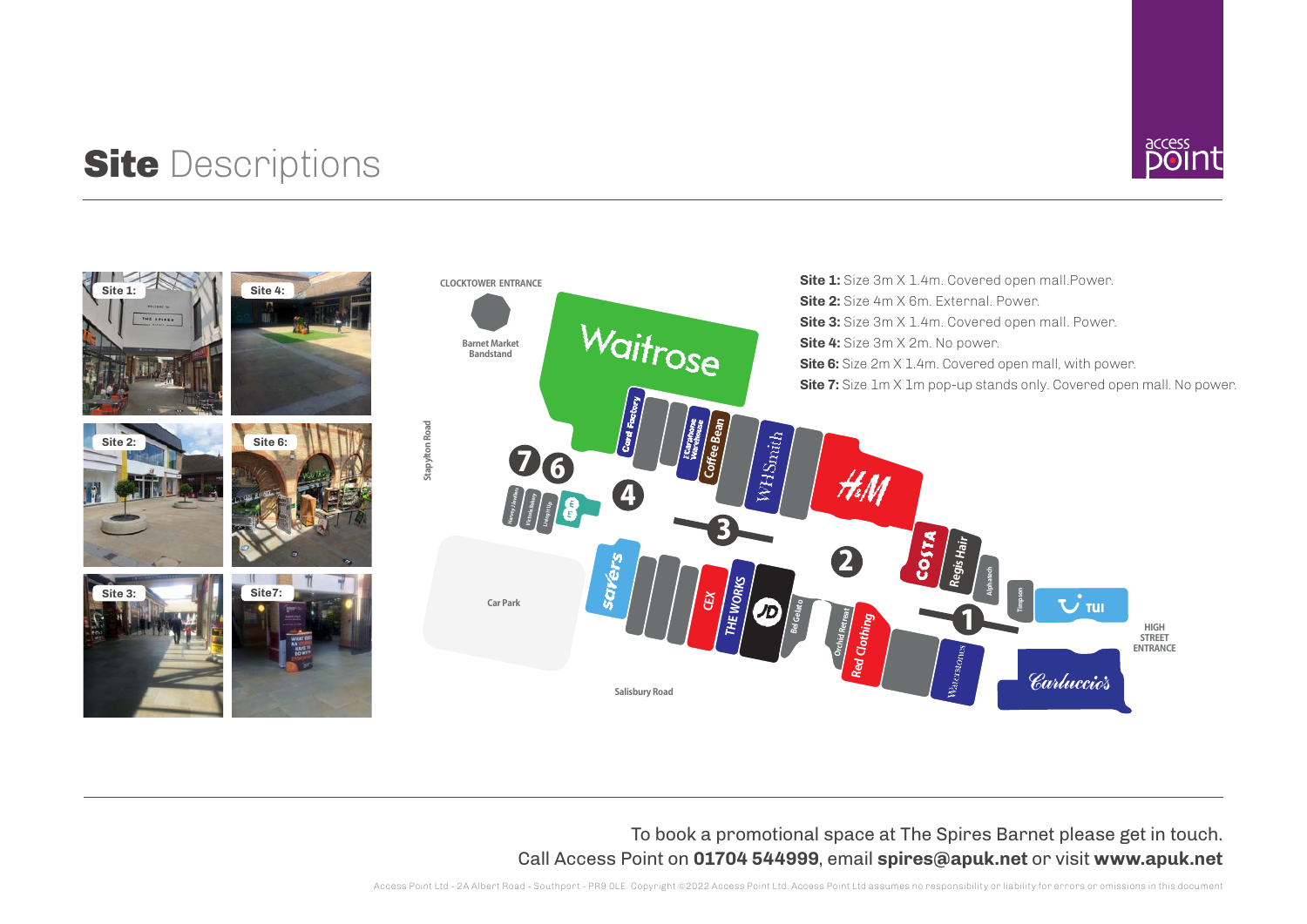# **Site** Descriptions

access point

Site 1:

Site 4:

Site 2:

Site 6:

Site 3:

Site7:

CLOCKTOWER ENTRANCE

Barnet Market Bandstand

Waitrose

Stapylton Road

Car Park

Salisbury Road

HIGH STREET ENTRANCE

**Site 1:** Size 3m X 1.4m. Covered open mall.Power.
**Site 2:** Size 4m X 6m. External. Power.
**Site 3:** Size 3m X 1.4m. Covered open mall. Power.
**Site 4:** Size 3m X 2m. No power.
**Site 6:** Size 2m X 1.4m. Covered open mall, with power.
**Site 7:** Size 1m X 1m pop-up stands only. Covered open mall. No power.

To book a promotional space at The Spires Barnet please get in touch.
Call Access Point on **01704 544999**, email **spires@apuk.net** or visit **www.apuk.net**

Access Point Ltd - 2A Albert Road - Southport - PR9 0LE. Copyright ©2022 Access Point Ltd. Access Point Ltd assumes no responsibility or liability for errors or omissions in this document